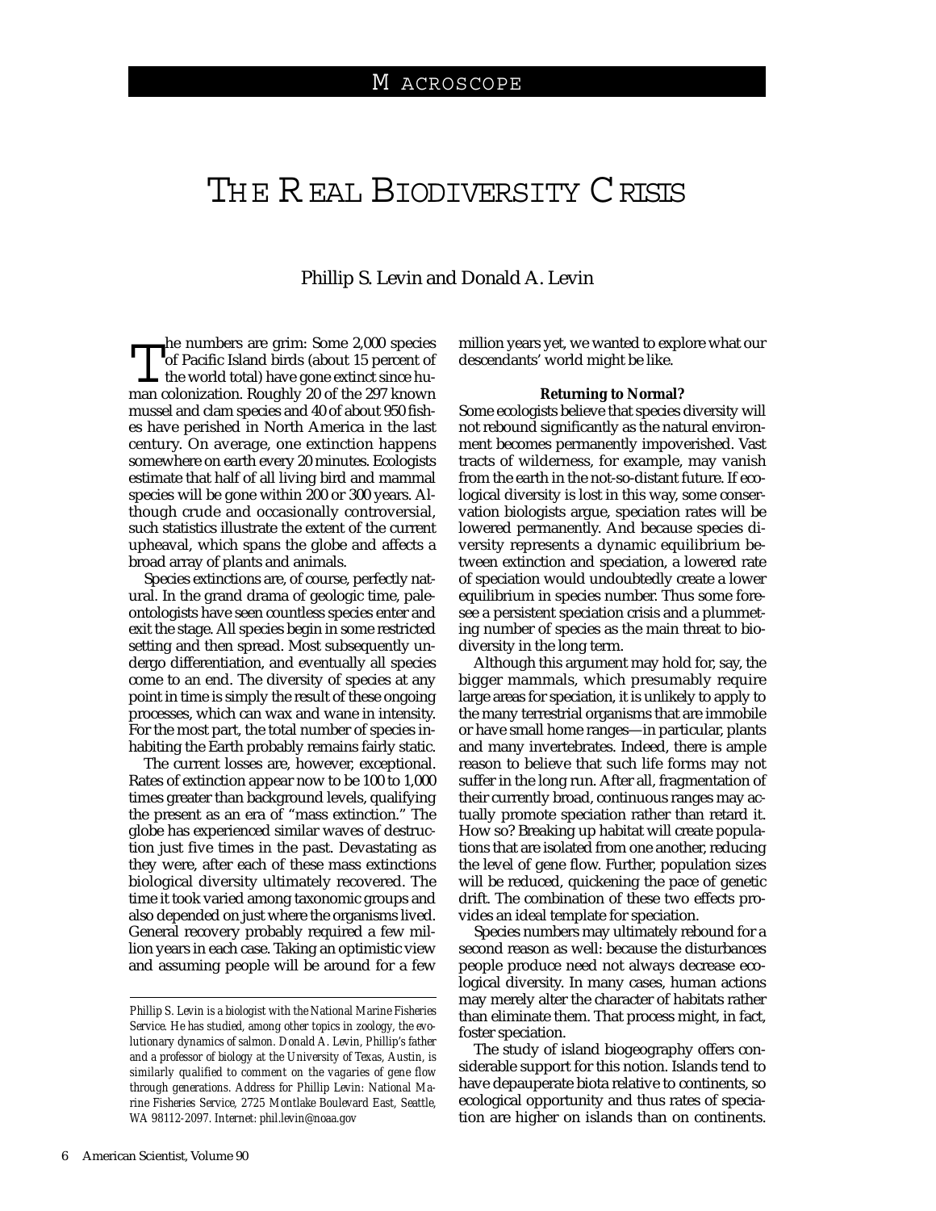# MACROSCOPE

# THE REAL BIODIVERSITY CRISIS

Phillip S. Levin and Donald A. Levin

The numbers are grim: Some 2,000 species of Pacific Island birds (about 15 percent of the world total) have gone extinct since human colonization. Roughly 20 of the 297 known mussel and clam species and 40 of about 950 fishes have perished in North America in the last century. On average, one extinction happens somewhere on earth every 20 minutes. Ecologists estimate that half of all living bird and mammal species will be gone within 200 or 300 years. Although crude and occasionally controversial, such statistics illustrate the extent of the current upheaval, which spans the globe and affects a broad array of plants and animals.

Species extinctions are, of course, perfectly natural. In the grand drama of geologic time, paleontologists have seen countless species enter and exit the stage. All species begin in some restricted setting and then spread. Most subsequently undergo differentiation, and eventually all species come to an end. The diversity of species at any point in time is simply the result of these ongoing processes, which can wax and wane in intensity. For the most part, the total number of species inhabiting the Earth probably remains fairly static.

The current losses are, however, exceptional. Rates of extinction appear now to be 100 to 1,000 times greater than background levels, qualifying the present as an era of "mass extinction." The globe has experienced similar waves of destruction just five times in the past. Devastating as they were, after each of these mass extinctions biological diversity ultimately recovered. The time it took varied among taxonomic groups and also depended on just where the organisms lived. General recovery probably required a few million years in each case. Taking an optimistic view and assuming people will be around for a few million years yet, we wanted to explore what our descendants' world might be like.

**Returning to Normal?**

Some ecologists believe that species diversity will not rebound significantly as the natural environment becomes permanently impoverished. Vast tracts of wilderness, for example, may vanish from the earth in the not-so-distant future. If ecological diversity is lost in this way, some conservation biologists argue, speciation rates will be lowered permanently. And because species diversity represents a dynamic equilibrium between extinction and speciation, a lowered rate of speciation would undoubtedly create a lower equilibrium in species number. Thus some foresee a persistent speciation crisis and a plummeting number of species as the main threat to biodiversity in the long term.

Although this argument may hold for, say, the bigger mammals, which presumably require large areas for speciation, it is unlikely to apply to the many terrestrial organisms that are immobile or have small home ranges—in particular, plants and many invertebrates. Indeed, there is ample reason to believe that such life forms may not suffer in the long run. After all, fragmentation of their currently broad, continuous ranges may actually promote speciation rather than retard it. How so? Breaking up habitat will create populations that are isolated from one another, reducing the level of gene flow. Further, population sizes will be reduced, quickening the pace of genetic drift. The combination of these two effects provides an ideal template for speciation.

Species numbers may ultimately rebound for a second reason as well: because the disturbances people produce need not always decrease ecological diversity. In many cases, human actions may merely alter the character of habitats rather than eliminate them. That process might, in fact, foster speciation.

The study of island biogeography offers considerable support for this notion. Islands tend to have depauperate biota relative to continents, so ecological opportunity and thus rates of speciation are higher on islands than on continents.

---

*Phillip S. Levin is a biologist with the National Marine Fisheries Service. He has studied, among other topics in zoology, the evolutionary dynamics of salmon. Donald A. Levin, Phillip's father and a professor of biology at the University of Texas, Austin, is similarly qualified to comment on the vagaries of gene flow through generations. Address for Phillip Levin: National Marine Fisheries Service, 2725 Montlake Boulevard East, Seattle, WA 98112-2097. Internet: phil.levin@noaa.gov*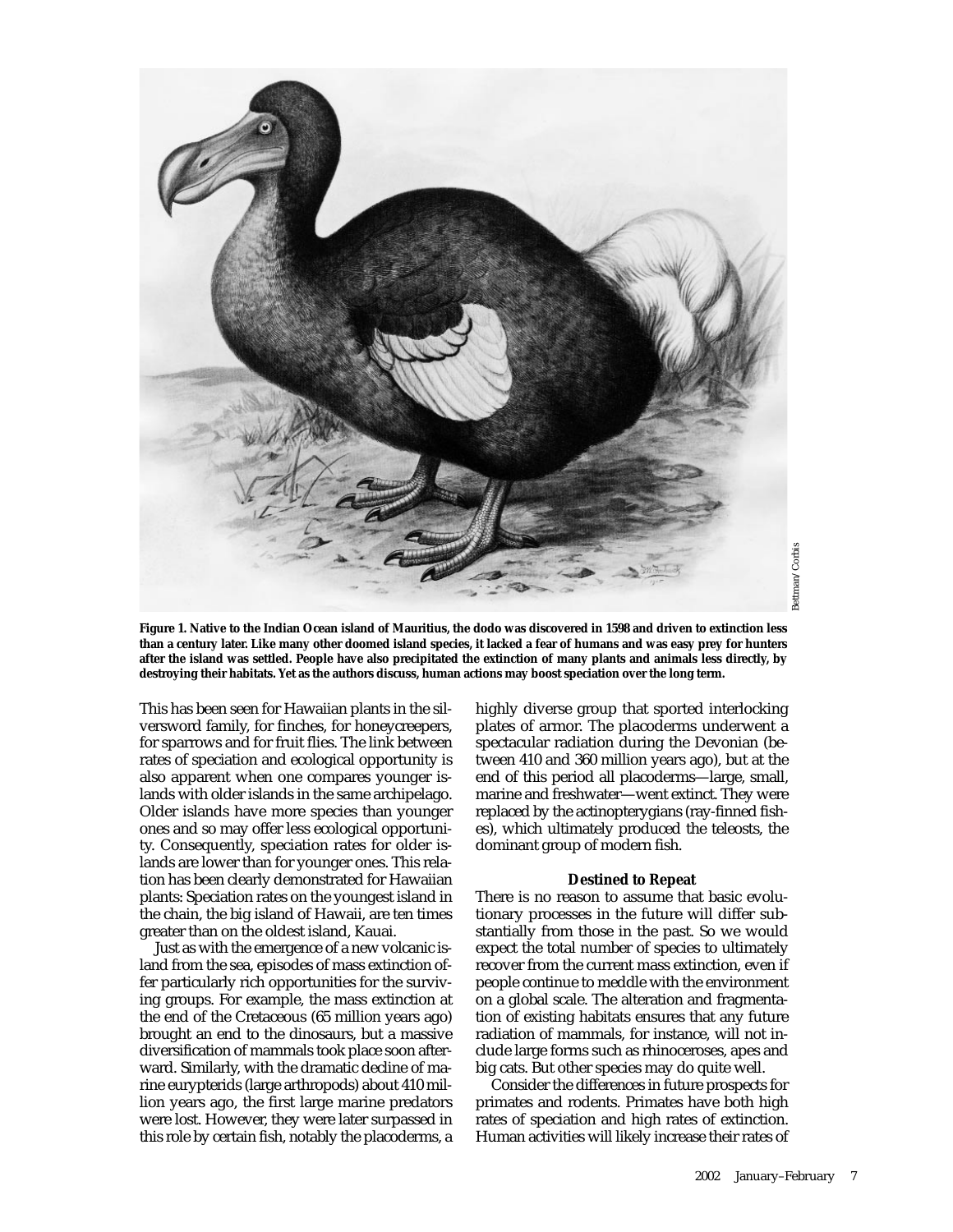Figure 1. Native to the Indian Ocean island of Mauritius, the dodo was discovered in 1598 and driven to extinction less than a century later. Like many other doomed island species, it lacked a fear of humans and was easy prey for hunters after the island was settled. People have also precipitated the extinction of many plants and animals less directly, by destroying their habitats. Yet as the authors discuss, human actions may boost speciation over the long term.

This has been seen for Hawaiian plants in the silversword family, for finches, for honeycreepers, for sparrows and for fruit flies. The link between rates of speciation and ecological opportunity is also apparent when one compares younger islands with older islands in the same archipelago. Older islands have more species than younger ones and so may offer less ecological opportunity. Consequently, speciation rates for older islands are lower than for younger ones. This relation has been clearly demonstrated for Hawaiian plants: Speciation rates on the youngest island in the chain, the big island of Hawaii, are ten times greater than on the oldest island, Kauai.

Just as with the emergence of a new volcanic island from the sea, episodes of mass extinction offer particularly rich opportunities for the surviving groups. For example, the mass extinction at the end of the Cretaceous (65 million years ago) brought an end to the dinosaurs, but a massive diversification of mammals took place soon afterward. Similarly, with the dramatic decline of marine eurypterids (large arthropods) about 410 million years ago, the first large marine predators were lost. However, they were later surpassed in this role by certain fish, notably the placoderms, a highly diverse group that sported interlocking plates of armor. The placoderms underwent a spectacular radiation during the Devonian (between 410 and 360 million years ago), but at the end of this period all placoderms—large, small, marine and freshwater—went extinct. They were replaced by the actinopterygians (ray-finned fishes), which ultimately produced the teleosts, the dominant group of modern fish.

### Destined to Repeat

There is no reason to assume that basic evolutionary processes in the future will differ substantially from those in the past. So we would expect the total number of species to ultimately recover from the current mass extinction, even if people continue to meddle with the environment on a global scale. The alteration and fragmentation of existing habitats ensures that any future radiation of mammals, for instance, will not include large forms such as rhinoceroses, apes and big cats. But other species may do quite well.

Consider the differences in future prospects for primates and rodents. Primates have both high rates of speciation and high rates of extinction. Human activities will likely increase their rates of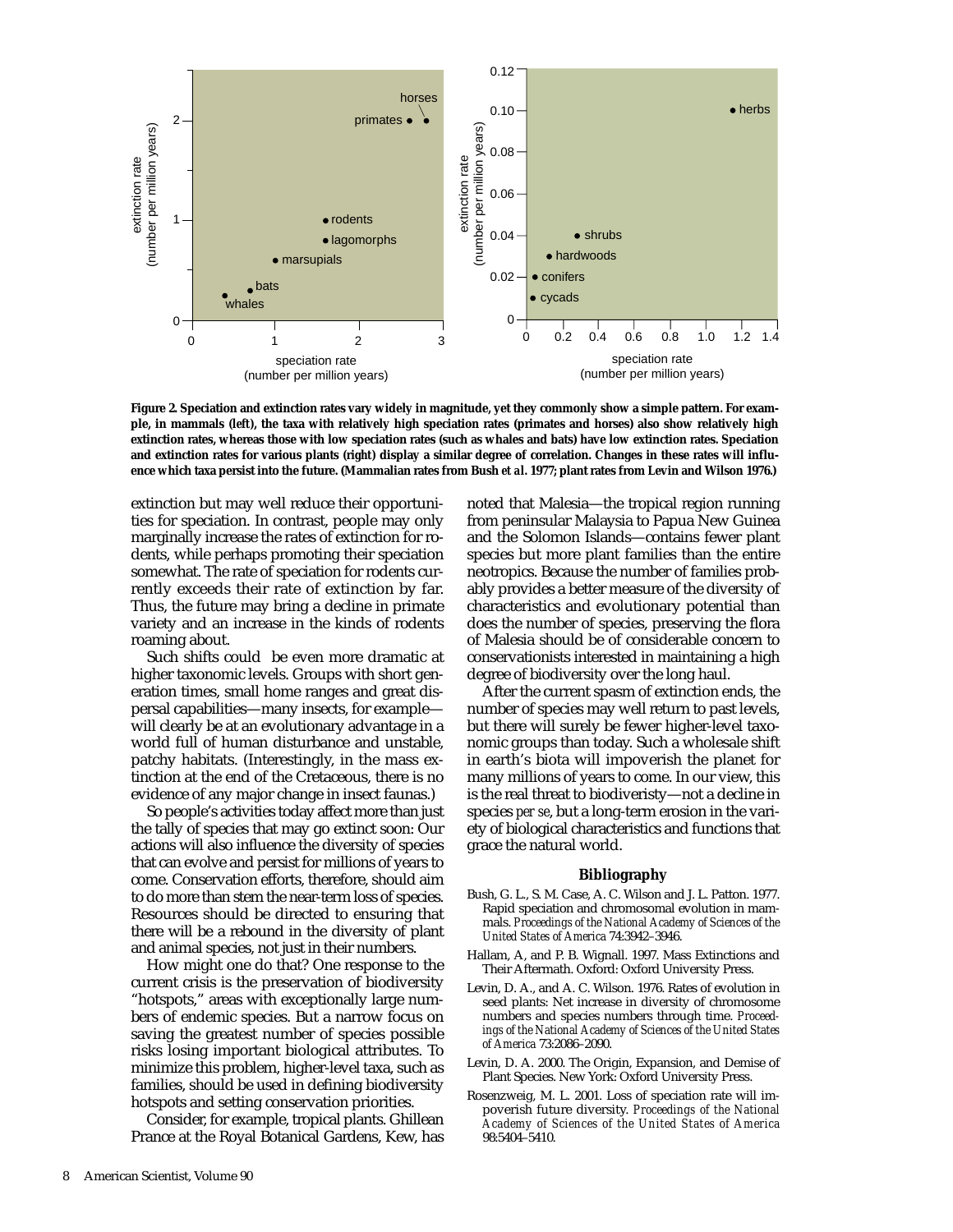extinction rate
(number per million years)
2
1
0
0 1 2 3
speciation rate
(number per million years)
horses
primates
rodents
lagomorphs
marsupials
bats
whales

extinction rate
(number per million years)
0.12
0.10
0.08
0.06
0.04
0.02
0
0 0.2 0.4 0.6 0.8 1.0 1.2 1.4
speciation rate
(number per million years)
herbs
shrubs
hardwoods
conifers
cycads

**Figure 2. Speciation and extinction rates vary widely in magnitude, yet they commonly show a simple pattern. For example, in mammals (left), the taxa with relatively high speciation rates (primates and horses) also show relatively high extinction rates, whereas those with low speciation rates (such as whales and bats) have low extinction rates. Speciation and extinction rates for various plants (right) display a similar degree of correlation. Changes in these rates will influence which taxa persist into the future. (Mammalian rates from Bush *et al.* 1977; plant rates from Levin and Wilson 1976.)**

extinction but may well reduce their opportunities for speciation. In contrast, people may only marginally increase the rates of extinction for rodents, while perhaps promoting their speciation somewhat. The rate of speciation for rodents currently exceeds their rate of extinction by far. Thus, the future may bring a decline in primate variety and an increase in the kinds of rodents roaming about.

Such shifts could be even more dramatic at higher taxonomic levels. Groups with short generation times, small home ranges and great dispersal capabilities—many insects, for example—will clearly be at an evolutionary advantage in a world full of human disturbance and unstable, patchy habitats. (Interestingly, in the mass extinction at the end of the Cretaceous, there is no evidence of any major change in insect faunas.)

So people's activities today affect more than just the tally of species that may go extinct soon: Our actions will also influence the diversity of species that can evolve and persist for millions of years to come. Conservation efforts, therefore, should aim to do more than stem the near-term loss of species. Resources should be directed to ensuring that there will be a rebound in the diversity of plant and animal species, not just in their numbers.

How might one do that? One response to the current crisis is the preservation of biodiversity "hotspots," areas with exceptionally large numbers of endemic species. But a narrow focus on saving the greatest number of species possible risks losing important biological attributes. To minimize this problem, higher-level taxa, such as families, should be used in defining biodiversity hotspots and setting conservation priorities.

Consider, for example, tropical plants. Ghillean Prance at the Royal Botanical Gardens, Kew, has noted that Malesia—the tropical region running from peninsular Malaysia to Papua New Guinea and the Solomon Islands—contains fewer plant species but more plant families than the entire neotropics. Because the number of families probably provides a better measure of the diversity of characteristics and evolutionary potential than does the number of species, preserving the flora of Malesia should be of considerable concern to conservationists interested in maintaining a high degree of biodiversity over the long haul.

After the current spasm of extinction ends, the number of species may well return to past levels, but there will surely be fewer higher-level taxonomic groups than today. Such a wholesale shift in earth's biota will impoverish the planet for many millions of years to come. In our view, this is the real threat to biodiveristy—not a decline in species *per se*, but a long-term erosion in the variety of biological characteristics and functions that grace the natural world.

## Bibliography

Bush, G. L., S. M. Case, A. C. Wilson and J. L. Patton. 1977. Rapid speciation and chromosomal evolution in mammals. *Proceedings of the National Academy of Sciences of the United States of America* 74:3942–3946.

Hallam, A, and P. B. Wignall. 1997. Mass Extinctions and Their Aftermath. Oxford: Oxford University Press.

Levin, D. A., and A. C. Wilson. 1976. Rates of evolution in seed plants: Net increase in diversity of chromosome numbers and species numbers through time. *Proceedings of the National Academy of Sciences of the United States of America* 73:2086–2090.

Levin, D. A. 2000. The Origin, Expansion, and Demise of Plant Species. New York: Oxford University Press.

Rosenzweig, M. L. 2001. Loss of speciation rate will impoverish future diversity. *Proceedings of the National Academy of Sciences of the United States of America* 98:5404–5410.